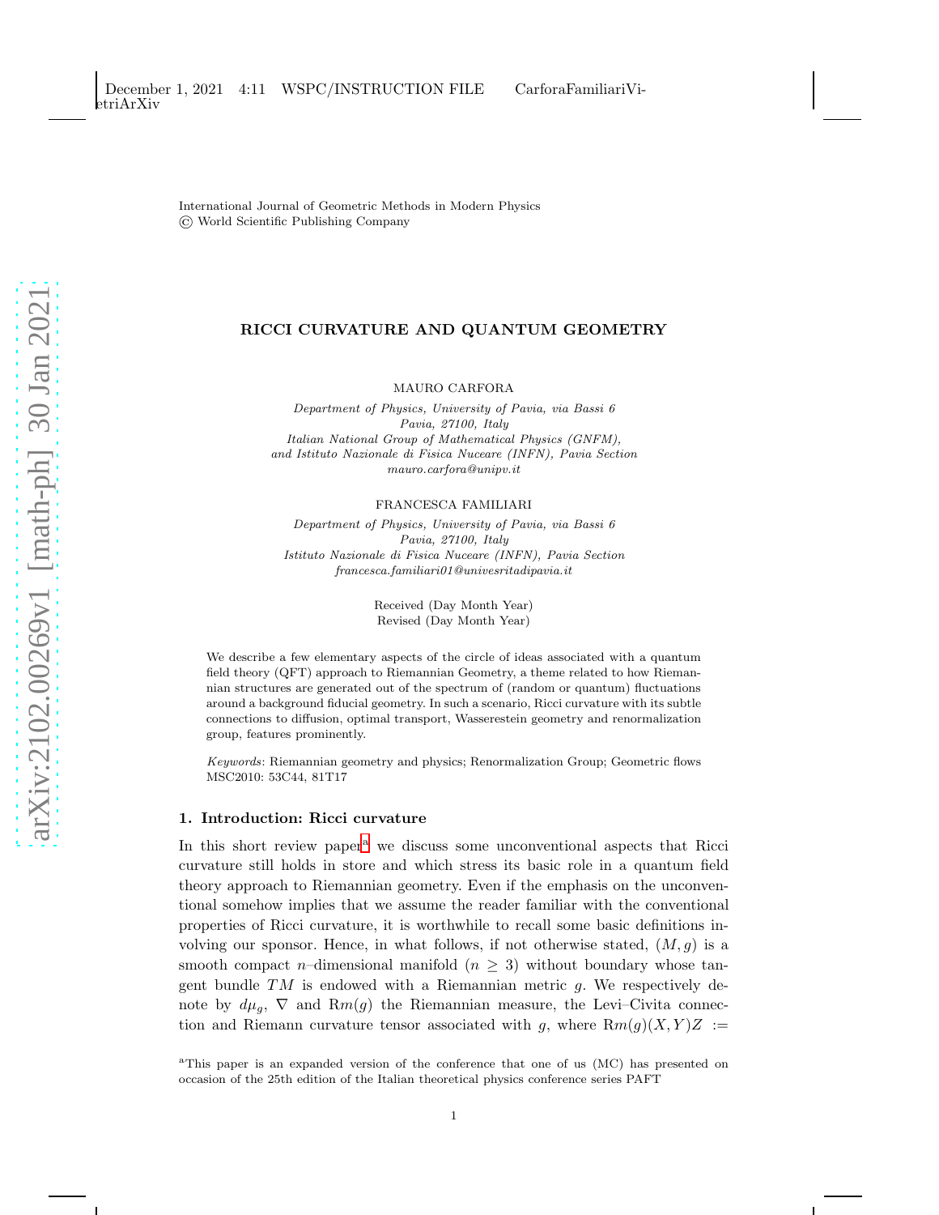International Journal of Geometric Methods in Modern Physics
© World Scientific Publishing Company

# RICCI CURVATURE AND QUANTUM GEOMETRY

MAURO CARFORA

*Department of Physics, University of Pavia, via Bassi 6*
*Pavia, 27100, Italy*
*Italian National Group of Mathematical Physics (GNFM),*
*and Istituto Nazionale di Fisica Nuceare (INFN), Pavia Section*
*mauro.carfora@unipv.it*

FRANCESCA FAMILIARI

*Department of Physics, University of Pavia, via Bassi 6*
*Pavia, 27100, Italy*
*Istituto Nazionale di Fisica Nuceare (INFN), Pavia Section*
*francesca.familiari01@univesritadipavia.it*

Received (Day Month Year)
Revised (Day Month Year)

We describe a few elementary aspects of the circle of ideas associated with a quantum field theory (QFT) approach to Riemannian Geometry, a theme related to how Riemannian structures are generated out of the spectrum of (random or quantum) fluctuations around a background fiducial geometry. In such a scenario, Ricci curvature with its subtle connections to diffusion, optimal transport, Wasserestein geometry and renormalization group, features prominently.

*Keywords*: Riemannian geometry and physics; Renormalization Group; Geometric flows
MSC2010: 53C44, 81T17

## 1. Introduction: Ricci curvature

In this short review paper[a] we discuss some unconventional aspects that Ricci curvature still holds in store and which stress its basic role in a quantum field theory approach to Riemannian geometry. Even if the emphasis on the unconventional somehow implies that we assume the reader familiar with the conventional properties of Ricci curvature, it is worthwhile to recall some basic definitions involving our sponsor. Hence, in what follows, if not otherwise stated, $(M, g)$ is a smooth compact $n$–dimensional manifold ($n \geq 3$) without boundary whose tangent bundle $TM$ is endowed with a Riemannian metric $g$. We respectively denote by $d\mu_g$, $\nabla$ and $\mathrm{R}m(g)$ the Riemannian measure, the Levi–Civita connection and Riemann curvature tensor associated with $g$, where $\mathrm{R}m(g)(X, Y)Z :=$

[a]This paper is an expanded version of the conference that one of us (MC) has presented on occasion of the 25th edition of the Italian theoretical physics conference series PAFT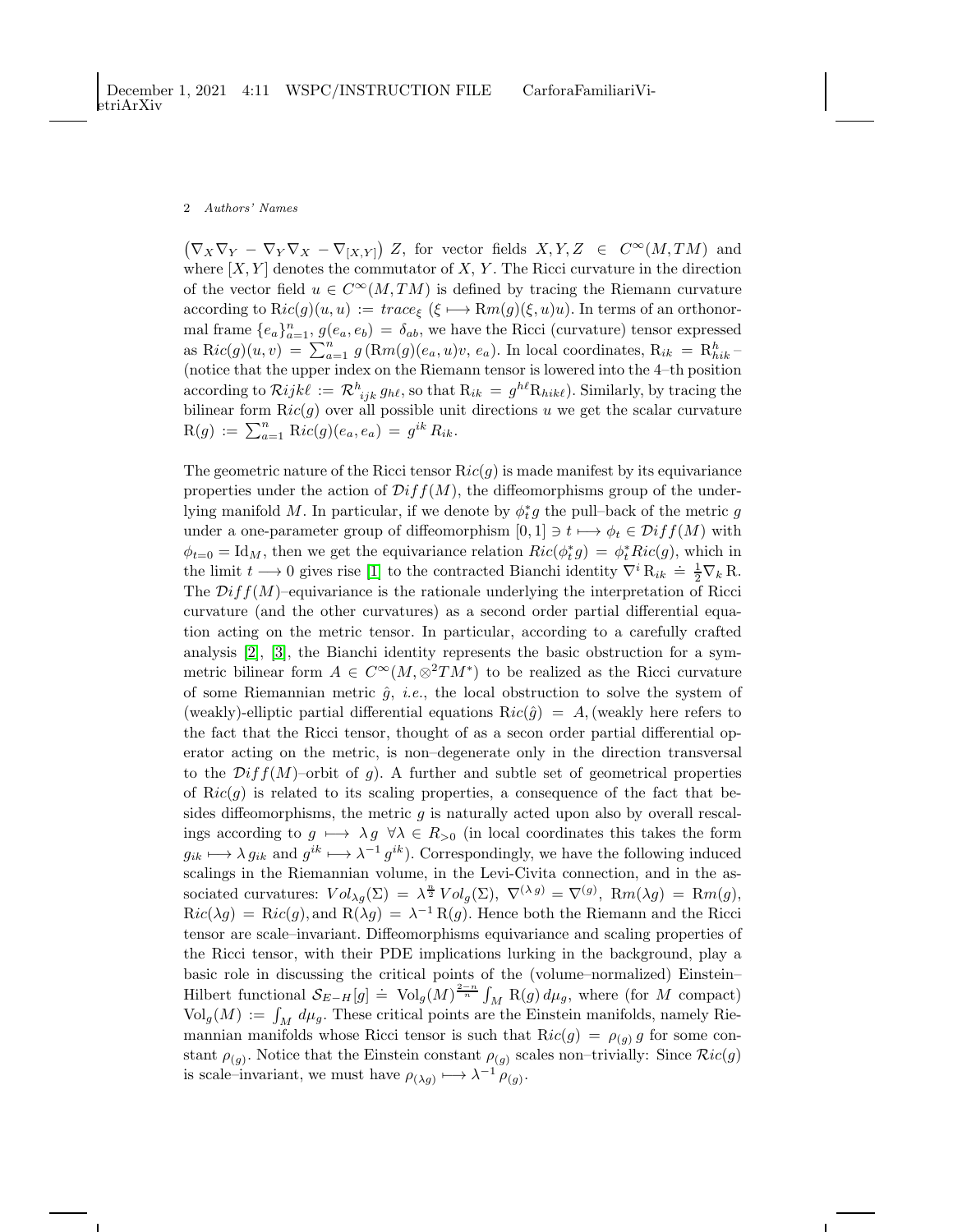$\left(\nabla_X \nabla_Y - \nabla_Y \nabla_X - \nabla_{[X,Y]}\right) Z$, for vector fields $X, Y, Z \in C^\infty(M, TM)$ and where $[X, Y]$ denotes the commutator of $X$, $Y$. The Ricci curvature in the direction of the vector field $u \in C^\infty(M, TM)$ is defined by tracing the Riemann curvature according to $\mathrm{R}ic(g)(u, u) := trace_\xi \; (\xi \longmapsto \mathrm{R}m(g)(\xi, u)u)$. In terms of an orthonormal frame $\{e_a\}_{a=1}^n$, $g(e_a, e_b) = \delta_{ab}$, we have the Ricci (curvature) tensor expressed as $\mathrm{R}ic(g)(u, v) = \sum_{a=1}^n g\left(\mathrm{R}m(g)(e_a, u)v, \, e_a\right)$. In local coordinates, $\mathrm{R}_{ik} = \mathrm{R}^h_{hik}$ – (notice that the upper index on the Riemann tensor is lowered into the 4–th position according to $\mathcal{R}ijk\ell := \mathcal{R}^h{}_{ijk} \, g_{h\ell}$, so that $\mathrm{R}_{ik} = g^{h\ell} \mathrm{R}_{hik\ell}$). Similarly, by tracing the bilinear form $\mathrm{R}ic(g)$ over all possible unit directions $u$ we get the scalar curvature $\mathrm{R}(g) := \sum_{a=1}^n \mathrm{R}ic(g)(e_a, e_a) = g^{ik} \, R_{ik}$.

The geometric nature of the Ricci tensor $\mathrm{R}ic(g)$ is made manifest by its equivariance properties under the action of $\mathcal{D}iff(M)$, the diffeomorphisms group of the underlying manifold $M$. In particular, if we denote by $\phi_t^* g$ the pull–back of the metric $g$ under a one-parameter group of diffeomorphism $[0, 1] \ni t \longmapsto \phi_t \in \mathcal{D}iff(M)$ with $\phi_{t=0} = \mathrm{Id}_M$, then we get the equivariance relation $Ric(\phi_t^* g) = \phi_t^* Ric(g)$, which in the limit $t \longrightarrow 0$ gives rise [1] to the contracted Bianchi identity $\nabla^i \, \mathrm{R}_{ik} \doteq \frac{1}{2} \nabla_k \, \mathrm{R}$. The $\mathcal{D}iff(M)$–equivariance is the rationale underlying the interpretation of Ricci curvature (and the other curvatures) as a second order partial differential equation acting on the metric tensor. In particular, according to a carefully crafted analysis [2], [3], the Bianchi identity represents the basic obstruction for a symmetric bilinear form $A \in C^\infty(M, \otimes^2 TM^*)$ to be realized as the Ricci curvature of some Riemannian metric $\hat{g}$, *i.e.*, the local obstruction to solve the system of (weakly)-elliptic partial differential equations $\mathrm{R}ic(\hat{g}) = A$, (weakly here refers to the fact that the Ricci tensor, thought of as a secon order partial differential operator acting on the metric, is non–degenerate only in the direction transversal to the $\mathcal{D}iff(M)$–orbit of $g$). A further and subtle set of geometrical properties of $\mathrm{R}ic(g)$ is related to its scaling properties, a consequence of the fact that besides diffeomorphisms, the metric $g$ is naturally acted upon also by overall rescalings according to $g \longmapsto \lambda g \;\; \forall \lambda \in R_{>0}$ (in local coordinates this takes the form $g_{ik} \longmapsto \lambda \, g_{ik}$ and $g^{ik} \longmapsto \lambda^{-1} \, g^{ik}$). Correspondingly, we have the following induced scalings in the Riemannian volume, in the Levi-Civita connection, and in the associated curvatures: $Vol_{\lambda g}(\Sigma) = \lambda^{\frac{n}{2}} \, Vol_g(\Sigma)$, $\nabla^{(\lambda \, g)} = \nabla^{(g)}$, $\mathrm{R}m(\lambda g) = \mathrm{R}m(g)$, $\mathrm{R}ic(\lambda g) = \mathrm{R}ic(g)$, and $\mathrm{R}(\lambda g) = \lambda^{-1} \, \mathrm{R}(g)$. Hence both the Riemann and the Ricci tensor are scale–invariant. Diffeomorphisms equivariance and scaling properties of the Ricci tensor, with their PDE implications lurking in the background, play a basic role in discussing the critical points of the (volume–normalized) Einstein–Hilbert functional $\mathcal{S}_{E-H}[g] \doteq \mathrm{Vol}_g(M)^{\frac{2-n}{n}} \int_M \mathrm{R}(g) \, d\mu_g$, where (for $M$ compact) $\mathrm{Vol}_g(M) := \int_M d\mu_g$. These critical points are the Einstein manifolds, namely Riemannian manifolds whose Ricci tensor is such that $\mathrm{R}ic(g) = \rho_{(g)} \, g$ for some constant $\rho_{(g)}$. Notice that the Einstein constant $\rho_{(g)}$ scales non–trivially: Since $\mathcal{R}ic(g)$ is scale–invariant, we must have $\rho_{(\lambda g)} \longmapsto \lambda^{-1} \, \rho_{(g)}$.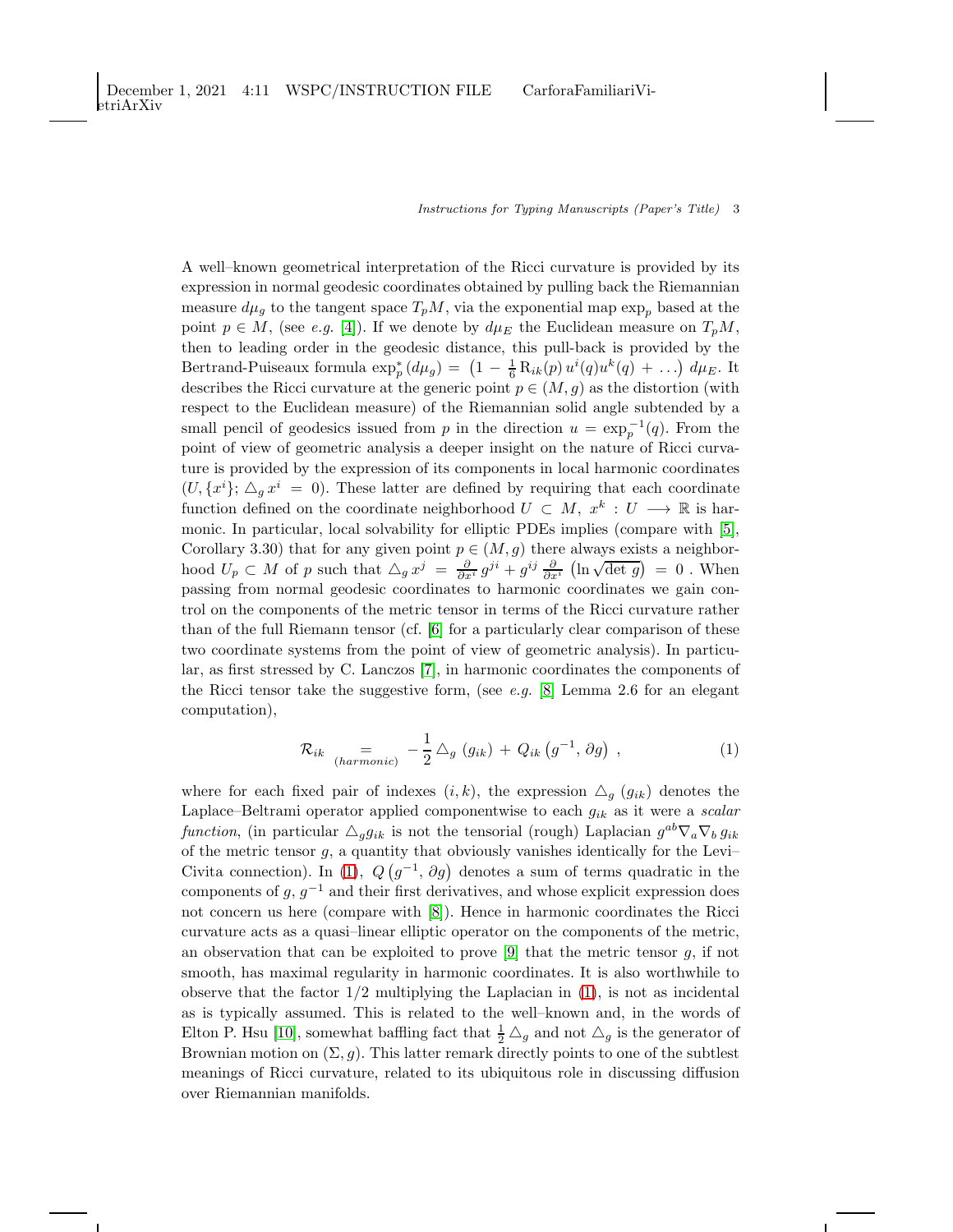A well–known geometrical interpretation of the Ricci curvature is provided by its expression in normal geodesic coordinates obtained by pulling back the Riemannian measure $d\mu_g$ to the tangent space $T_pM$, via the exponential map $\exp_p$ based at the point $p \in M$, (see *e.g.* [4]). If we denote by $d\mu_E$ the Euclidean measure on $T_pM$, then to leading order in the geodesic distance, this pull-back is provided by the Bertrand-Puiseaux formula $\exp_p^*(d\mu_g) = \left(1 - \frac{1}{6}\,\mathrm{R}_{ik}(p)\,u^i(q)u^k(q) + \ldots\right)\,d\mu_E$. It describes the Ricci curvature at the generic point $p \in (M, g)$ as the distortion (with respect to the Euclidean measure) of the Riemannian solid angle subtended by a small pencil of geodesics issued from $p$ in the direction $u = \exp_p^{-1}(q)$. From the point of view of geometric analysis a deeper insight on the nature of Ricci curvature is provided by the expression of its components in local harmonic coordinates $(U, \{x^i\};\, \triangle_g\, x^i \,=\, 0)$. These latter are defined by requiring that each coordinate function defined on the coordinate neighborhood $U \subset M$, $x^k : U \longrightarrow \mathbb{R}$ is harmonic. In particular, local solvability for elliptic PDEs implies (compare with [5], Corollary 3.30) that for any given point $p \in (M, g)$ there always exists a neighborhood $U_p \subset M$ of $p$ such that $\triangle_g\, x^j \,=\, \frac{\partial}{\partial x^i}\, g^{ji} + g^{ij}\,\frac{\partial}{\partial x^i}\,\left(\ln\sqrt{\det\, g}\right) \,=\, 0$ . When passing from normal geodesic coordinates to harmonic coordinates we gain control on the components of the metric tensor in terms of the Ricci curvature rather than of the full Riemann tensor (cf. [6] for a particularly clear comparison of these two coordinate systems from the point of view of geometric analysis). In particular, as first stressed by C. Lanczos [7], in harmonic coordinates the components of the Ricci tensor take the suggestive form, (see *e.g.* [8] Lemma 2.6 for an elegant computation),

$$
\mathcal{R}_{ik} \underset{(harmonic)}{=} -\frac{1}{2}\,\triangle_g\,(g_{ik}) \,+\, Q_{ik}\left(g^{-1},\,\partial g\right)\;, \tag{1}
$$

where for each fixed pair of indexes $(i, k)$, the expression $\triangle_g\,(g_{ik})$ denotes the Laplace–Beltrami operator applied componentwise to each $g_{ik}$ as it were a *scalar function*, (in particular $\triangle_g g_{ik}$ is not the tensorial (rough) Laplacian $g^{ab}\nabla_a\nabla_b\, g_{ik}$ of the metric tensor $g$, a quantity that obviously vanishes identically for the Levi–Civita connection). In (1), $Q\left(g^{-1},\,\partial g\right)$ denotes a sum of terms quadratic in the components of $g$, $g^{-1}$ and their first derivatives, and whose explicit expression does not concern us here (compare with [8]). Hence in harmonic coordinates the Ricci curvature acts as a quasi–linear elliptic operator on the components of the metric, an observation that can be exploited to prove [9] that the metric tensor $g$, if not smooth, has maximal regularity in harmonic coordinates. It is also worthwhile to observe that the factor $1/2$ multiplying the Laplacian in (1), is not as incidental as is typically assumed. This is related to the well–known and, in the words of Elton P. Hsu [10], somewhat baffling fact that $\frac{1}{2}\,\triangle_g$ and not $\triangle_g$ is the generator of Brownian motion on $(\Sigma, g)$. This latter remark directly points to one of the subtlest meanings of Ricci curvature, related to its ubiquitous role in discussing diffusion over Riemannian manifolds.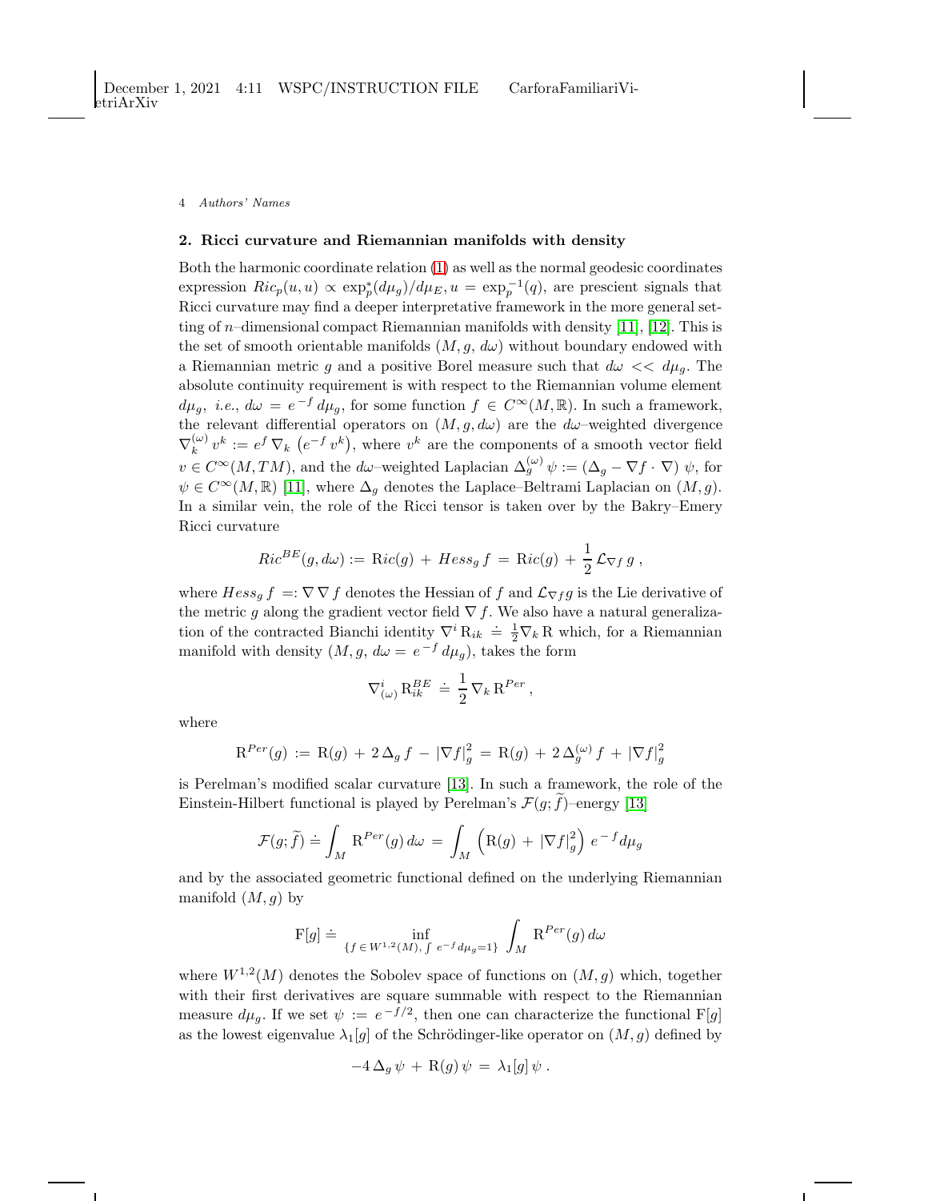## 2. Ricci curvature and Riemannian manifolds with density

Both the harmonic coordinate relation (1) as well as the normal geodesic coordinates expression $Ric_p(u,u) \propto \exp_p^*(d\mu_g)/d\mu_E, u = \exp_p^{-1}(q)$, are prescient signals that Ricci curvature may find a deeper interpretative framework in the more general setting of $n$–dimensional compact Riemannian manifolds with density [11], [12]. This is the set of smooth orientable manifolds $(M, g, d\omega)$ without boundary endowed with a Riemannian metric $g$ and a positive Borel measure such that $d\omega << d\mu_g$. The absolute continuity requirement is with respect to the Riemannian volume element $d\mu_g$, *i.e.*, $d\omega = e^{-f}\, d\mu_g$, for some function $f \in C^\infty(M, \mathbb{R})$. In such a framework, the relevant differential operators on $(M, g, d\omega)$ are the $d\omega$–weighted divergence $\nabla_k^{(\omega)}\, v^k := e^f\, \nabla_k\, \left(e^{-f}\, v^k\right)$, where $v^k$ are the components of a smooth vector field $v \in C^\infty(M, TM)$, and the $d\omega$–weighted Laplacian $\Delta_g^{(\omega)}\, \psi := (\Delta_g - \nabla f \cdot \nabla)\, \psi$, for $\psi \in C^\infty(M, \mathbb{R})$ [11], where $\Delta_g$ denotes the Laplace–Beltrami Laplacian on $(M, g)$. In a similar vein, the role of the Ricci tensor is taken over by the Bakry–Emery Ricci curvature

$$Ric^{BE}(g, d\omega) := \mathrm{R}ic(g) \,+\, Hess_g\, f \,=\, \mathrm{R}ic(g) \,+\, \frac{1}{2}\, \mathcal{L}_{\nabla f}\, g\;,$$

where $Hess_g\, f \;=: \nabla\, \nabla\, f$ denotes the Hessian of $f$ and $\mathcal{L}_{\nabla f} g$ is the Lie derivative of the metric $g$ along the gradient vector field $\nabla\, f$. We also have a natural generalization of the contracted Bianchi identity $\nabla^i\, \mathrm{R}_{ik} \,\doteq\, \frac{1}{2}\nabla_k\, \mathrm{R}$ which, for a Riemannian manifold with density $(M, g, d\omega = e^{-f}\, d\mu_g)$, takes the form

$$\nabla^i_{(\omega)}\, \mathrm{R}^{BE}_{ik} \,\doteq\, \frac{1}{2}\, \nabla_k\, \mathrm{R}^{Per}\,,$$

where

$$\mathrm{R}^{Per}(g) \,:=\, \mathrm{R}(g) \,+\, 2\, \Delta_g\, f \,-\, |\nabla f|_g^2 \,=\, \mathrm{R}(g) \,+\, 2\, \Delta_g^{(\omega)}\, f \,+\, |\nabla f|_g^2$$

is Perelman's modified scalar curvature [13]. In such a framework, the role of the Einstein-Hilbert functional is played by Perelman's $\mathcal{F}(g; \widetilde{f})$–energy [13]

$$\mathcal{F}(g; \widetilde{f}) \doteq \int_M \mathrm{R}^{Per}(g)\, d\omega \,=\, \int_M \left(\mathrm{R}(g) \,+\, |\nabla f|_g^2\right)\, e^{-f} d\mu_g$$

and by the associated geometric functional defined on the underlying Riemannian manifold $(M, g)$ by

$$\mathrm{F}[g] \doteq \inf_{\{f \in W^{1,2}(M),\, \int\, e^{-f} d\mu_g = 1\}}\, \int_M \mathrm{R}^{Per}(g)\, d\omega$$

where $W^{1,2}(M)$ denotes the Sobolev space of functions on $(M, g)$ which, together with their first derivatives are square summable with respect to the Riemannian measure $d\mu_g$. If we set $\psi \,:=\, e^{-f/2}$, then one can characterize the functional $\mathrm{F}[g]$ as the lowest eigenvalue $\lambda_1[g]$ of the Schrödinger-like operator on $(M, g)$ defined by

$$-4\, \Delta_g\, \psi \,+\, \mathrm{R}(g)\, \psi \,=\, \lambda_1[g]\, \psi\;.$$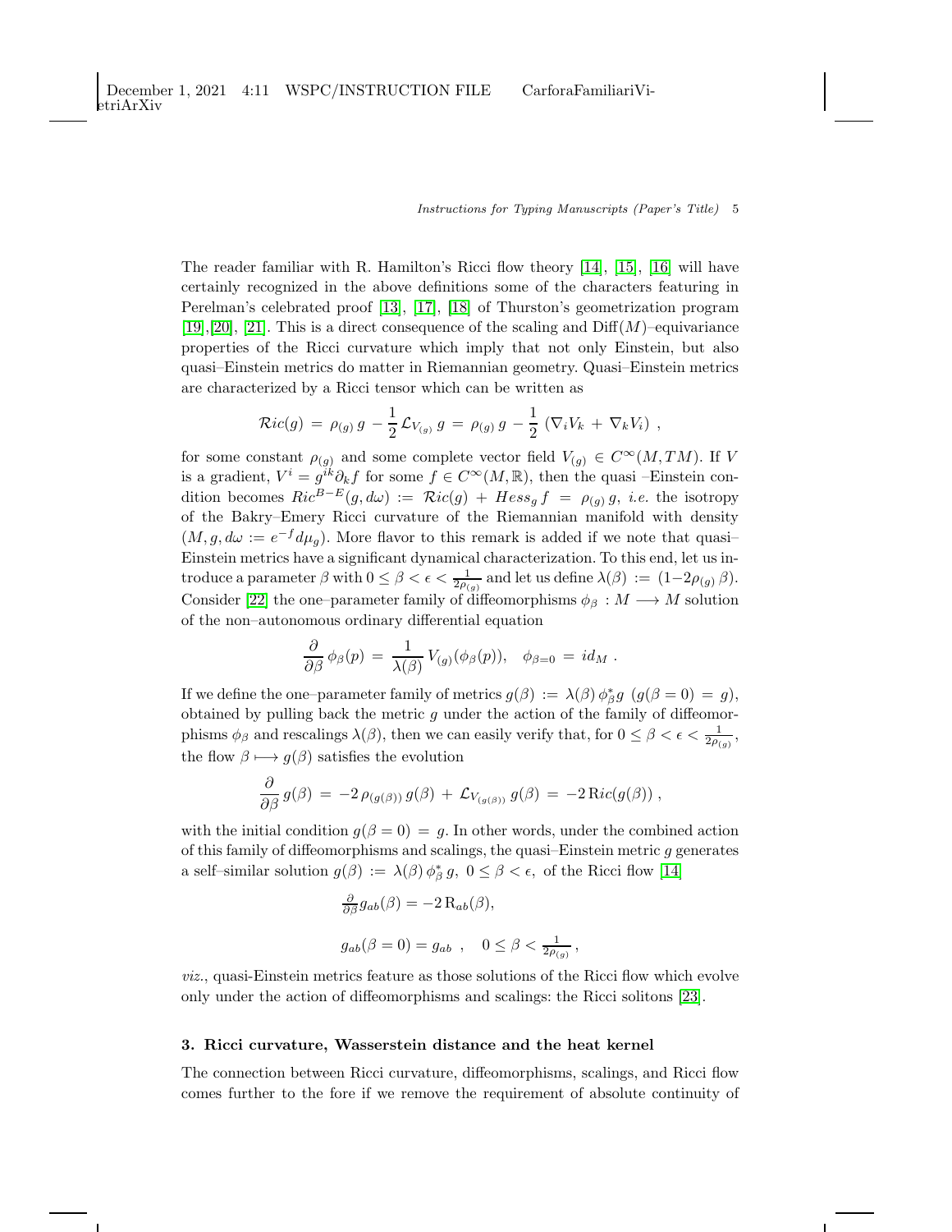The reader familiar with R. Hamilton's Ricci flow theory [14], [15], [16] will have certainly recognized in the above definitions some of the characters featuring in Perelman's celebrated proof [13], [17], [18] of Thurston's geometrization program [19],[20], [21]. This is a direct consequence of the scaling and $\mathrm{Diff}(M)$–equivariance properties of the Ricci curvature which imply that not only Einstein, but also quasi–Einstein metrics do matter in Riemannian geometry. Quasi–Einstein metrics are characterized by a Ricci tensor which can be written as

$$\mathcal{R}ic(g) \,=\, \rho_{(g)}\, g \,-\, \frac{1}{2}\,\mathcal{L}_{V_{(g)}}\, g \,=\, \rho_{(g)}\, g \,-\, \frac{1}{2}\,\left(\nabla_i V_k \,+\, \nabla_k V_i\right)\,,$$

for some constant $\rho_{(g)}$ and some complete vector field $V_{(g)} \in C^{\infty}(M,TM)$. If $V$ is a gradient, $V^i = g^{ik}\partial_k f$ for some $f \in C^{\infty}(M,\mathbb{R})$, then the quasi –Einstein condition becomes $Ric^{B-E}(g, d\omega) \,:=\, \mathcal{R}ic(g) \,+\, Hess_g\, f \,=\, \rho_{(g)}\, g$, *i.e.* the isotropy of the Bakry–Emery Ricci curvature of the Riemannian manifold with density $(M, g, d\omega := e^{-f}d\mu_g)$. More flavor to this remark is added if we note that quasi–Einstein metrics have a significant dynamical characterization. To this end, let us introduce a parameter $\beta$ with $0 \leq \beta < \epsilon < \frac{1}{2\rho_{(g)}}$ and let us define $\lambda(\beta) \,:=\, (1-2\rho_{(g)}\,\beta)$. Consider [22] the one–parameter family of diffeomorphisms $\phi_\beta \,:\, M \longrightarrow M$ solution of the non–autonomous ordinary differential equation

$$\frac{\partial}{\partial\beta}\,\phi_\beta(p) \,=\, \frac{1}{\lambda(\beta)}\,V_{(g)}(\phi_\beta(p)), \quad \phi_{\beta=0} \,=\, id_M\;.$$

If we define the one–parameter family of metrics $g(\beta) \,:=\, \lambda(\beta)\,\phi^*_\beta g \;\; (g(\beta = 0) \,=\, g)$, obtained by pulling back the metric $g$ under the action of the family of diffeomorphisms $\phi_\beta$ and rescalings $\lambda(\beta)$, then we can easily verify that, for $0 \leq \beta < \epsilon < \frac{1}{2\rho_{(g)}}$, the flow $\beta \longmapsto g(\beta)$ satisfies the evolution

$$\frac{\partial}{\partial\beta}\,g(\beta) \,=\, -2\,\rho_{(g(\beta))}\,g(\beta) \,+\, \mathcal{L}_{V_{(g(\beta))}}\,g(\beta) \,=\, -2\,\mathrm{R}ic(g(\beta))\,,$$

with the initial condition $g(\beta = 0) \,=\, g$. In other words, under the combined action of this family of diffeomorphisms and scalings, the quasi–Einstein metric $g$ generates a self–similar solution $g(\beta) \,:=\, \lambda(\beta)\,\phi^*_\beta\, g,\; 0 \leq \beta < \epsilon,$ of the Ricci flow [14]

$$\frac{\partial}{\partial\beta}g_{ab}(\beta) = -2\,\mathrm{R}_{ab}(\beta),$$

$$g_{ab}(\beta = 0) = g_{ab} \quad , \quad 0 \leq \beta < \frac{1}{2\rho_{(g)}}\,,$$

*viz.*, quasi-Einstein metrics feature as those solutions of the Ricci flow which evolve only under the action of diffeomorphisms and scalings: the Ricci solitons [23].

## 3. Ricci curvature, Wasserstein distance and the heat kernel

The connection between Ricci curvature, diffeomorphisms, scalings, and Ricci flow comes further to the fore if we remove the requirement of absolute continuity of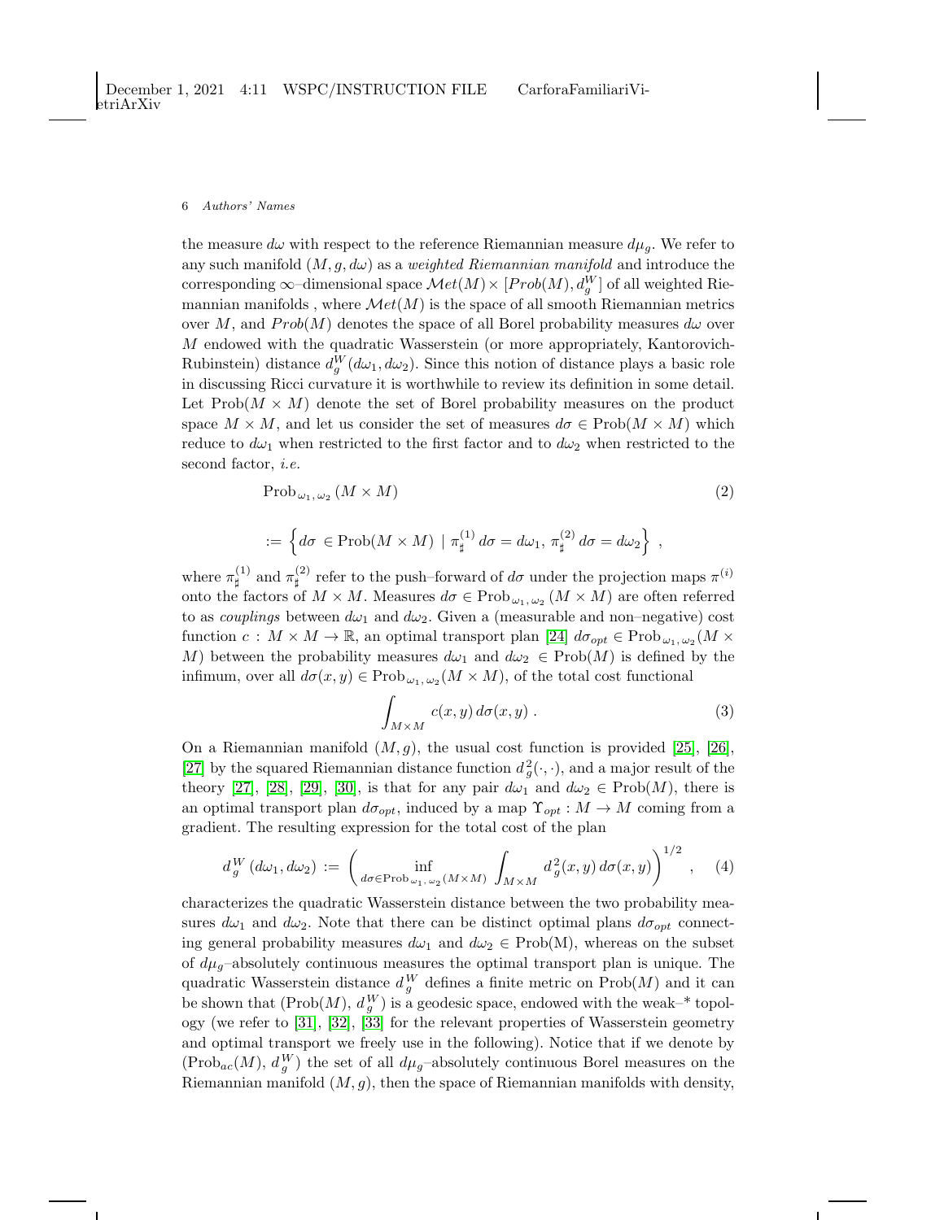the measure $d\omega$ with respect to the reference Riemannian measure $d\mu_g$. We refer to any such manifold $(M, g, d\omega)$ as a *weighted Riemannian manifold* and introduce the corresponding $\infty$–dimensional space $\mathcal{M}et(M) \times [Prob(M), d_g^W]$ of all weighted Riemannian manifolds , where $\mathcal{M}et(M)$ is the space of all smooth Riemannian metrics over $M$, and $Prob(M)$ denotes the space of all Borel probability measures $d\omega$ over $M$ endowed with the quadratic Wasserstein (or more appropriately, Kantorovich-Rubinstein) distance $d_g^W(d\omega_1, d\omega_2)$. Since this notion of distance plays a basic role in discussing Ricci curvature it is worthwhile to review its definition in some detail. Let $\mathrm{Prob}(M \times M)$ denote the set of Borel probability measures on the product space $M \times M$, and let us consider the set of measures $d\sigma \in \mathrm{Prob}(M \times M)$ which reduce to $d\omega_1$ when restricted to the first factor and to $d\omega_2$ when restricted to the second factor, *i.e.*

$$
\begin{aligned}
&\mathrm{Prob}_{\omega_1,\,\omega_2}(M \times M) \qquad\qquad (2)\\
&:= \left\{ d\sigma \,\in \mathrm{Prob}(M \times M) \;\mid\; \pi_\sharp^{(1)}\, d\sigma = d\omega_1,\; \pi_\sharp^{(2)}\, d\sigma = d\omega_2 \right\} \;,
\end{aligned}
$$

where $\pi_\sharp^{(1)}$ and $\pi_\sharp^{(2)}$ refer to the push–forward of $d\sigma$ under the projection maps $\pi^{(i)}$ onto the factors of $M \times M$. Measures $d\sigma \in \mathrm{Prob}_{\omega_1,\,\omega_2}(M \times M)$ are often referred to as *couplings* between $d\omega_1$ and $d\omega_2$. Given a (measurable and non–negative) cost function $c : M \times M \to \mathbb{R}$, an optimal transport plan [24] $d\sigma_{opt} \in \mathrm{Prob}_{\omega_1,\,\omega_2}(M \times M)$ between the probability measures $d\omega_1$ and $d\omega_2 \in \mathrm{Prob}(M)$ is defined by the infimum, over all $d\sigma(x, y) \in \mathrm{Prob}_{\omega_1,\,\omega_2}(M \times M)$, of the total cost functional

$$
\int_{M \times M} c(x, y)\, d\sigma(x, y) \;. \qquad (3)
$$

On a Riemannian manifold $(M, g)$, the usual cost function is provided [25], [26], [27] by the squared Riemannian distance function $d_g^2(\cdot, \cdot)$, and a major result of the theory [27], [28], [29], [30], is that for any pair $d\omega_1$ and $d\omega_2 \in \mathrm{Prob}(M)$, there is an optimal transport plan $d\sigma_{opt}$, induced by a map $\Upsilon_{opt} : M \to M$ coming from a gradient. The resulting expression for the total cost of the plan

$$
d_g^W(d\omega_1, d\omega_2) \;:=\; \left( \inf_{d\sigma \in \mathrm{Prob}_{\omega_1,\,\omega_2}(M \times M)} \int_{M \times M} d_g^2(x, y)\, d\sigma(x, y) \right)^{1/2} \;, \qquad (4)
$$

characterizes the quadratic Wasserstein distance between the two probability measures $d\omega_1$ and $d\omega_2$. Note that there can be distinct optimal plans $d\sigma_{opt}$ connecting general probability measures $d\omega_1$ and $d\omega_2 \in \mathrm{Prob(M)}$, whereas on the subset of $d\mu_g$–absolutely continuous measures the optimal transport plan is unique. The quadratic Wasserstein distance $d_g^W$ defines a finite metric on $\mathrm{Prob}(M)$ and it can be shown that $(\mathrm{Prob}(M),\, d_g^W)$ is a geodesic space, endowed with the weak–* topology (we refer to [31], [32], [33] for the relevant properties of Wasserstein geometry and optimal transport we freely use in the following). Notice that if we denote by $(\mathrm{Prob}_{ac}(M),\, d_g^W)$ the set of all $d\mu_g$–absolutely continuous Borel measures on the Riemannian manifold $(M, g)$, then the space of Riemannian manifolds with density,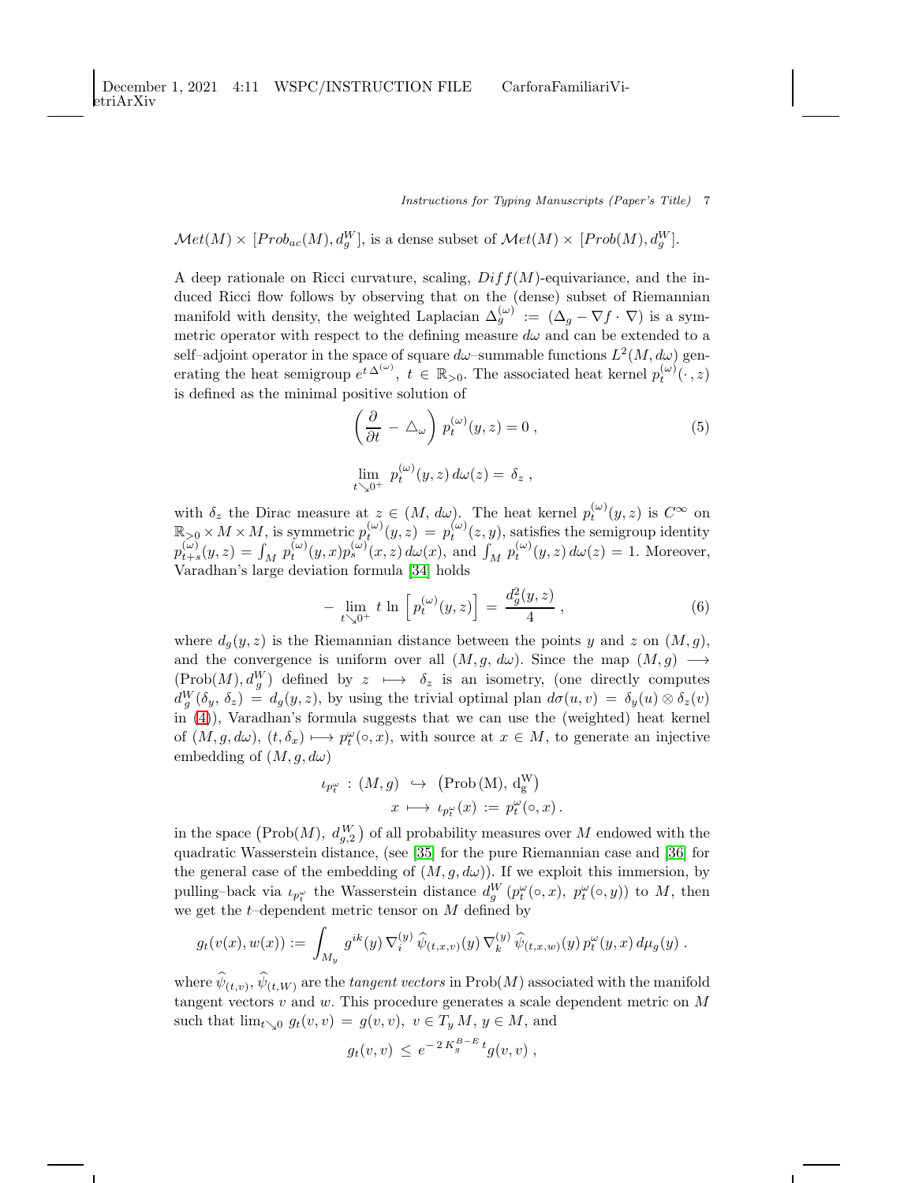$\mathcal{M}et(M) \times [Prob_{ac}(M), d_g^W]$, is a dense subset of $\mathcal{M}et(M) \times [Prob(M), d_g^W]$.

A deep rationale on Ricci curvature, scaling, $Diff(M)$-equivariance, and the induced Ricci flow follows by observing that on the (dense) subset of Riemannian manifold with density, the weighted Laplacian $\Delta_g^{(\omega)} := (\Delta_g - \nabla f \cdot \nabla)$ is a symmetric operator with respect to the defining measure $d\omega$ and can be extended to a self–adjoint operator in the space of square $d\omega$–summable functions $L^2(M, d\omega)$ generating the heat semigroup $e^{t\,\Delta^{(\omega)}}$, $t \in \mathbb{R}_{>0}$. The associated heat kernel $p_t^{(\omega)}(\cdot, z)$ is defined as the minimal positive solution of

$$\left(\frac{\partial}{\partial t} - \triangle_\omega\right) p_t^{(\omega)}(y,z) = 0 \;, \tag{5}$$

$$\lim_{t \searrow 0^+} p_t^{(\omega)}(y,z)\, d\omega(z) = \delta_z \;,$$

with $\delta_z$ the Dirac measure at $z \in (M, d\omega)$. The heat kernel $p_t^{(\omega)}(y,z)$ is $C^\infty$ on $\mathbb{R}_{>0} \times M \times M$, is symmetric $p_t^{(\omega)}(y,z) = p_t^{(\omega)}(z,y)$, satisfies the semigroup identity $p_{t+s}^{(\omega)}(y,z) = \int_M p_t^{(\omega)}(y,x) p_s^{(\omega)}(x,z)\, d\omega(x)$, and $\int_M p_t^{(\omega)}(y,z)\, d\omega(z) = 1$. Moreover, Varadhan's large deviation formula [34] holds

$$-\lim_{t \searrow 0^+} t \, \ln \left[p_t^{(\omega)}(y,z)\right] = \frac{d_g^2(y,z)}{4} \;, \tag{6}$$

where $d_g(y,z)$ is the Riemannian distance between the points $y$ and $z$ on $(M,g)$, and the convergence is uniform over all $(M, g, d\omega)$. Since the map $(M,g) \longrightarrow (\mathrm{Prob}(M), d_g^W)$ defined by $z \longmapsto \delta_z$ is an isometry, (one directly computes $d_g^W(\delta_y, \delta_z) = d_g(y,z)$, by using the trivial optimal plan $d\sigma(u,v) = \delta_y(u) \otimes \delta_z(v)$ in (4)), Varadhan's formula suggests that we can use the (weighted) heat kernel of $(M, g, d\omega)$, $(t, \delta_x) \longmapsto p_t^\omega(\circ, x)$, with source at $x \in M$, to generate an injective embedding of $(M, g, d\omega)$

$$\begin{aligned} \iota_{p_t^\omega} \,:\, (M,g) \;&\hookrightarrow\; \left(\mathrm{Prob\,(M)},\, \mathrm{d_g^W}\right) \\ x \;&\longmapsto\; \iota_{p_t^\omega}(x) := p_t^\omega(\circ, x)\,. \end{aligned}$$

in the space $\left(\mathrm{Prob}(M),\, d_{g,2}^W\right)$ of all probability measures over $M$ endowed with the quadratic Wasserstein distance, (see [35] for the pure Riemannian case and [36] for the general case of the embedding of $(M, g, d\omega)$). If we exploit this immersion, by pulling–back via $\iota_{p_t^\omega}$ the Wasserstein distance $d_g^W(p_t^\omega(\circ, x),\, p_t^\omega(\circ, y))$ to $M$, then we get the $t$–dependent metric tensor on $M$ defined by

$$g_t(v(x), w(x)) := \int_{M_y} g^{ik}(y)\, \nabla_i^{(y)}\, \widehat{\psi}_{(t,x,v)}(y)\, \nabla_k^{(y)}\, \widehat{\psi}_{(t,x,w)}(y)\, p_t^\omega(y,x)\, d\mu_g(y)\;.$$

where $\widehat{\psi}_{(t,v)}, \widehat{\psi}_{(t,W)}$ are the *tangent vectors* in $\mathrm{Prob}(M)$ associated with the manifold tangent vectors $v$ and $w$. This procedure generates a scale dependent metric on $M$ such that $\lim_{t \searrow 0} g_t(v,v) = g(v,v)$, $v \in T_y M$, $y \in M$, and

$$g_t(v,v) \,\leq\, e^{-2\,K_g^{B-E}\,t} g(v,v)\;,$$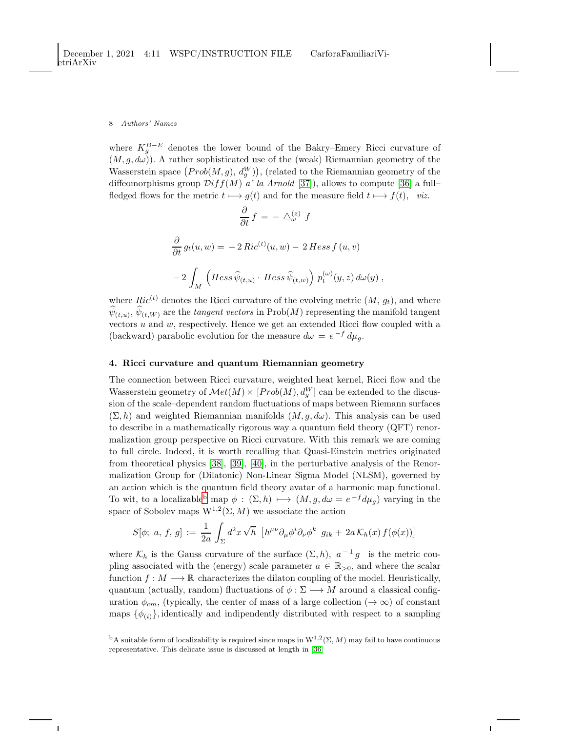where $K_g^{B-E}$ denotes the lower bound of the Bakry–Emery Ricci curvature of $(M, g, d\omega)$). A rather sophisticated use of the (weak) Riemannian geometry of the Wasserstein space $\left(Prob(M,g),\, d_g^W\right)$), (related to the Riemannian geometry of the diffeomorphisms group $\mathcal{D}iff(M)$ *a' la Arnold* [37]), allows to compute [36] a full–fledged flows for the metric $t \longmapsto g(t)$ and for the measure field $t \longmapsto f(t)$, *viz.*

$$
\frac{\partial}{\partial t} f \,=\, -\,\triangle_{\omega}^{(z)}\, f
$$

$$
\frac{\partial}{\partial t}\, g_t(u,w) = \,-\,2\,Ric^{(t)}(u,w) -\, 2\,Hess\, f\,(u,v)
$$

$$
-\,2\int_M \left(Hess\,\widehat{\psi}_{(t,u)}\cdot\, Hess\,\widehat{\psi}_{(t,w)}\right)\, p_t^{(\omega)}(y,z)\, d\omega(y)\;,
$$

where $Ric^{(t)}$ denotes the Ricci curvature of the evolving metric $(M,\, g_t)$, and where $\widehat{\psi}_{(t,u)},\, \widehat{\psi}_{(t,W)}$ are the *tangent vectors* in $\mathrm{Prob}(M)$ representing the manifold tangent vectors $u$ and $w$, respectively. Hence we get an extended Ricci flow coupled with a (backward) parabolic evolution for the measure $d\omega \,=\, e^{\,-f}\, d\mu_g$.

## 4. Ricci curvature and quantum Riemannian geometry

The connection between Ricci curvature, weighted heat kernel, Ricci flow and the Wasserstein geometry of $\mathcal{M}et(M) \times [Prob(M), d_g^W]$ can be extended to the discussion of the scale–dependent random fluctuations of maps between Riemann surfaces $(\Sigma, h)$ and weighted Riemannian manifolds $(M, g, d\omega)$. This analysis can be used to describe in a mathematically rigorous way a quantum field theory (QFT) renormalization group perspective on Ricci curvature. With this remark we are coming to full circle. Indeed, it is worth recalling that Quasi-Einstein metrics originated from theoretical physics [38], [39], [40], in the perturbative analysis of the Renormalization Group for (Dilatonic) Non-Linear Sigma Model (NLSM), governed by an action which is the quantum field theory avatar of a harmonic map functional. To wit, to a localizable[b] map $\phi\,:\,(\Sigma, h)\,\longmapsto\,(M, g, d\omega = e^{\,-f} d\mu_g)$ varying in the space of Sobolev maps $\mathrm{W}^{1,2}(\Sigma, M)$ we associate the action

$$
S[\phi;\; a,\; f,\; g] \,:=\, \frac{1}{2a}\int_\Sigma d^2x\,\sqrt{h}\;\left[h^{\mu\nu}\partial_\mu\phi^i\partial_\nu\phi^k\;\, g_{ik} \,+\, 2a\,\mathcal{K}_h(x)\, f(\phi(x))\right]
$$

where $\mathcal{K}_h$ is the Gauss curvature of the surface $(\Sigma, h)$, $\;a^{\,-1}\, g\;$ is the metric coupling associated with the (energy) scale parameter $a \,\in\, \mathbb{R}_{>0}$, and where the scalar function $f : M \longrightarrow \mathbb{R}$ characterizes the dilaton coupling of the model. Heuristically, quantum (actually, random) fluctuations of $\phi : \Sigma \longrightarrow M$ around a classical configuration $\phi_{cm}$, (typically, the center of mass of a large collection $(\rightarrow \infty)$ of constant maps $\{\phi_{(i)}\}$, identically and indipendently distributed with respect to a sampling

[b] A suitable form of localizability is required since maps in $\mathrm{W}^{1,2}(\Sigma, M)$ may fail to have continuous representative. This delicate issue is discussed at length in [36]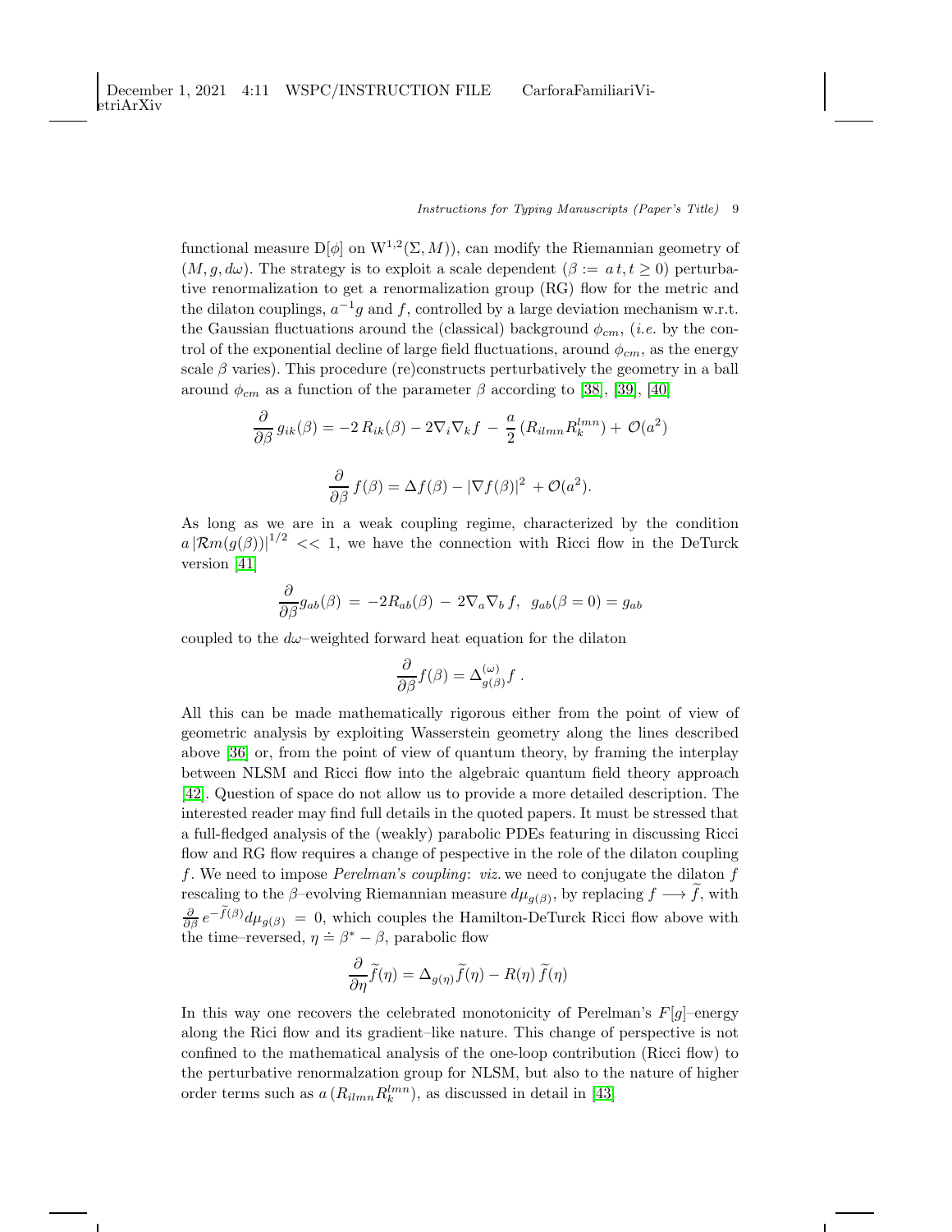functional measure $\mathrm{D}[\phi]$ on $\mathrm{W}^{1,2}(\Sigma, M)$), can modify the Riemannian geometry of $(M, g, d\omega)$. The strategy is to exploit a scale dependent ($\beta := a\,t, t \geq 0$) perturbative renormalization to get a renormalization group (RG) flow for the metric and the dilaton couplings, $a^{-1}g$ and $f$, controlled by a large deviation mechanism w.r.t. the Gaussian fluctuations around the (classical) background $\phi_{cm}$, (*i.e.* by the control of the exponential decline of large field fluctuations, around $\phi_{cm}$, as the energy scale $\beta$ varies). This procedure (re)constructs perturbatively the geometry in a ball around $\phi_{cm}$ as a function of the parameter $\beta$ according to [38], [39], [40]

$$\frac{\partial}{\partial \beta}\, g_{ik}(\beta) = -2\, R_{ik}(\beta) - 2\nabla_i \nabla_k f \,-\, \frac{a}{2}\,(R_{ilmn}R_k^{lmn}) + \,\mathcal{O}(a^2)$$

$$\frac{\partial}{\partial \beta}\, f(\beta) = \Delta f(\beta) - |\nabla f(\beta)|^2 \,+ \mathcal{O}(a^2).$$

As long as we are in a weak coupling regime, characterized by the condition $a\,|\mathcal{R}m(g(\beta))|^{1/2} << 1$, we have the connection with Ricci flow in the DeTurck version [41]

$$\frac{\partial}{\partial \beta} g_{ab}(\beta) \,=\, -2R_{ab}(\beta) \,-\, 2\nabla_a \nabla_b\, f, \;\; g_{ab}(\beta = 0) = g_{ab}$$

coupled to the $d\omega$–weighted forward heat equation for the dilaton

$$\frac{\partial}{\partial \beta} f(\beta) = \Delta^{(\omega)}_{g(\beta)} f\;.$$

All this can be made mathematically rigorous either from the point of view of geometric analysis by exploiting Wasserstein geometry along the lines described above [36] or, from the point of view of quantum theory, by framing the interplay between NLSM and Ricci flow into the algebraic quantum field theory approach [42]. Question of space do not allow us to provide a more detailed description. The interested reader may find full details in the quoted papers. It must be stressed that a full-fledged analysis of the (weakly) parabolic PDEs featuring in discussing Ricci flow and RG flow requires a change of pespective in the role of the dilaton coupling $f$. We need to impose *Perelman's coupling*: *viz.* we need to conjugate the dilaton $f$ rescaling to the $\beta$–evolving Riemannian measure $d\mu_{g(\beta)}$, by replacing $f \longrightarrow \widetilde{f}$, with $\frac{\partial}{\partial \beta}\, e^{-\widetilde{f}(\beta)} d\mu_{g(\beta)} \,=\, 0$, which couples the Hamilton-DeTurck Ricci flow above with the time–reversed, $\eta \doteq \beta^* - \beta$, parabolic flow

$$\frac{\partial}{\partial \eta} \widetilde{f}(\eta) = \Delta_{g(\eta)} \widetilde{f}(\eta) - R(\eta)\, \widetilde{f}(\eta)$$

In this way one recovers the celebrated monotonicity of Perelman's $F[g]$–energy along the Rici flow and its gradient–like nature. This change of perspective is not confined to the mathematical analysis of the one-loop contribution (Ricci flow) to the perturbative renormalzation group for NLSM, but also to the nature of higher order terms such as $a\,(R_{ilmn}R_k^{lmn})$, as discussed in detail in [43]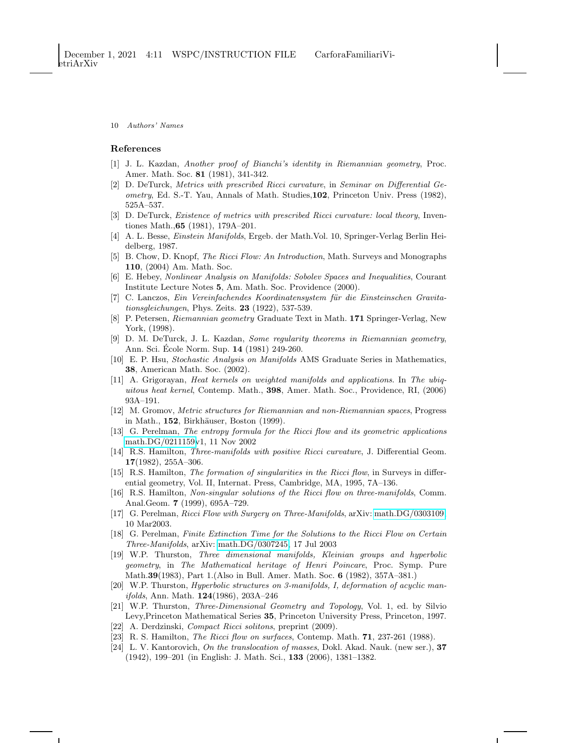## References

[1] J. L. Kazdan, *Another proof of Bianchi's identity in Riemannian geometry*, Proc. Amer. Math. Soc. **81** (1981), 341-342.

[2] D. DeTurck, *Metrics with prescribed Ricci curvature*, in *Seminar on Differential Geometry*, Ed. S.-T. Yau, Annals of Math. Studies,**102**, Princeton Univ. Press (1982), 525A–537.

[3] D. DeTurck, *Existence of metrics with prescribed Ricci curvature: local theory*, Inventiones Math.,**65** (1981), 179A–201.

[4] A. L. Besse, *Einstein Manifolds*, Ergeb. der Math.Vol. 10, Springer-Verlag Berlin Heidelberg, 1987.

[5] B. Chow, D. Knopf, *The Ricci Flow: An Introduction*, Math. Surveys and Monographs **110**, (2004) Am. Math. Soc.

[6] E. Hebey, *Nonlinear Analysis on Manifolds: Sobolev Spaces and Inequalities*, Courant Institute Lecture Notes **5**, Am. Math. Soc. Providence (2000).

[7] C. Lanczos, *Ein Vereinfachendes Koordinatensystem für die Einsteinschen Gravitationsgleichungen*, Phys. Zeits. **23** (1922), 537-539.

[8] P. Petersen, *Riemannian geometry* Graduate Text in Math. **171** Springer-Verlag, New York, (1998).

[9] D. M. DeTurck, J. L. Kazdan, *Some regularity theorems in Riemannian geometry*, Ann. Sci. École Norm. Sup. **14** (1981) 249-260.

[10] E. P. Hsu, *Stochastic Analysis on Manifolds* AMS Graduate Series in Mathematics, **38**, American Math. Soc. (2002).

[11] A. Grigorayan, *Heat kernels on weighted manifolds and applications*. In *The ubiquitous heat kernel*, Contemp. Math., **398**, Amer. Math. Soc., Providence, RI, (2006) 93A–191.

[12] M. Gromov, *Metric structures for Riemannian and non-Riemannian spaces*, Progress in Math., **152**, Birkhäuser, Boston (1999).

[13] G. Perelman, *The entropy formula for the Ricci flow and its geometric applications* math.DG/0211159v1, 11 Nov 2002

[14] R.S. Hamilton, *Three-manifolds with positive Ricci curvature*, J. Differential Geom. **17**(1982), 255A–306.

[15] R.S. Hamilton, *The formation of singularities in the Ricci flow*, in Surveys in differential geometry, Vol. II, Internat. Press, Cambridge, MA, 1995, 7A–136.

[16] R.S. Hamilton, *Non-singular solutions of the Ricci flow on three-manifolds*, Comm. Anal.Geom. **7** (1999), 695A–729.

[17] G. Perelman, *Ricci Flow with Surgery on Three-Manifolds*, arXiv: math.DG/0303109, 10 Mar2003.

[18] G. Perelman, *Finite Extinction Time for the Solutions to the Ricci Flow on Certain Three-Manifolds*, arXiv: math.DG/0307245, 17 Jul 2003

[19] W.P. Thurston, *Three dimensional manifolds, Kleinian groups and hyperbolic geometry*, in *The Mathematical heritage of Henri Poincare*, Proc. Symp. Pure Math.**39**(1983), Part 1.(Also in Bull. Amer. Math. Soc. **6** (1982), 357A–381.)

[20] W.P. Thurston, *Hyperbolic structures on 3-manifolds, I, deformation of acyclic manifolds*, Ann. Math. **124**(1986), 203A–246

[21] W.P. Thurston, *Three-Dimensional Geometry and Topology*, Vol. 1, ed. by Silvio Levy,Princeton Mathematical Series **35**, Princeton University Press, Princeton, 1997.

[22] A. Derdzinski, *Compact Ricci solitons*, preprint (2009).

[23] R. S. Hamilton, *The Ricci flow on surfaces*, Contemp. Math. **71**, 237-261 (1988).

[24] L. V. Kantorovich, *On the translocation of masses*, Dokl. Akad. Nauk. (new ser.), **37** (1942), 199–201 (in English: J. Math. Sci., **133** (2006), 1381–1382.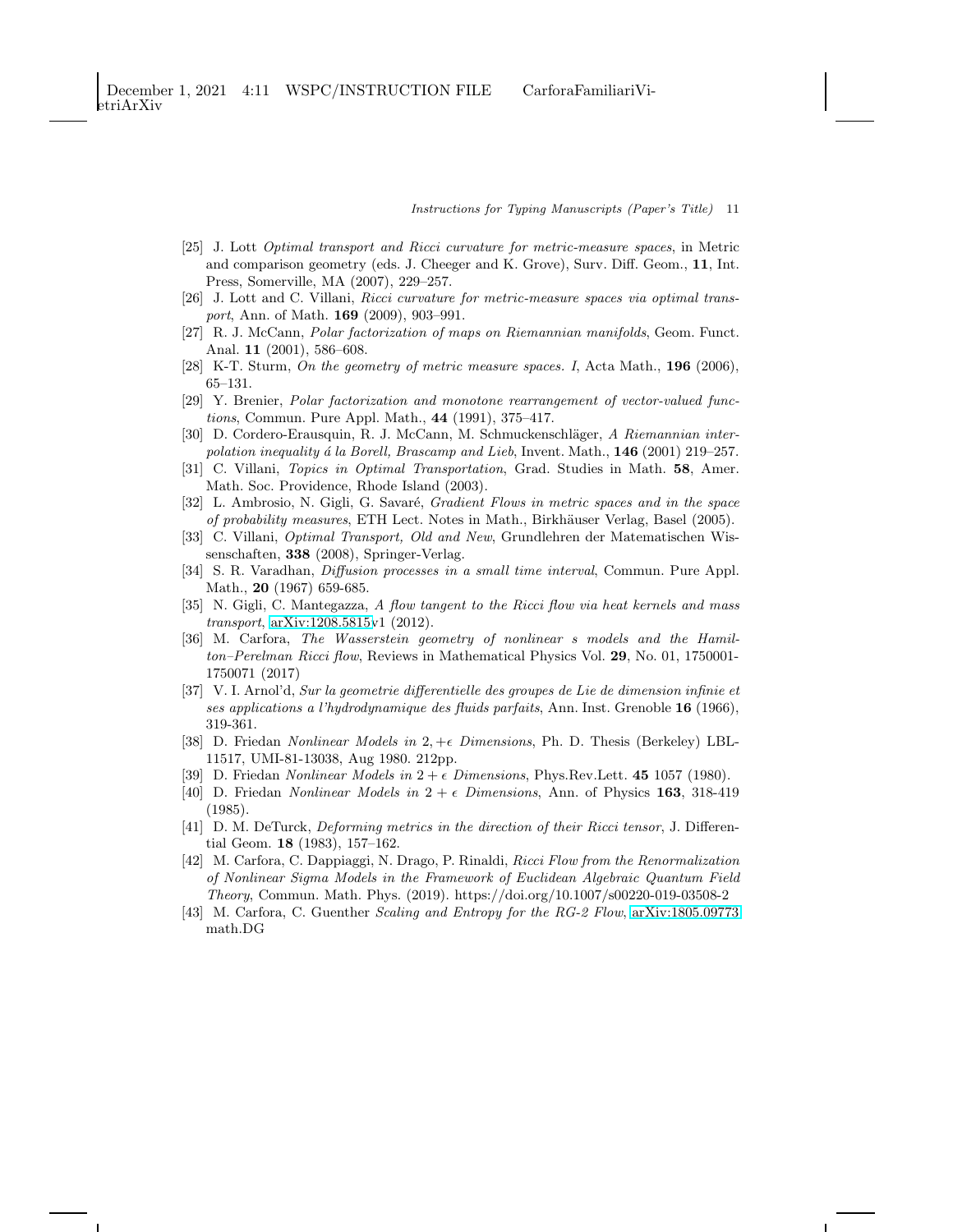[25] J. Lott *Optimal transport and Ricci curvature for metric-measure spaces*, in Metric and comparison geometry (eds. J. Cheeger and K. Grove), Surv. Diff. Geom., **11**, Int. Press, Somerville, MA (2007), 229–257.

[26] J. Lott and C. Villani, *Ricci curvature for metric-measure spaces via optimal transport*, Ann. of Math. **169** (2009), 903–991.

[27] R. J. McCann, *Polar factorization of maps on Riemannian manifolds*, Geom. Funct. Anal. **11** (2001), 586–608.

[28] K-T. Sturm, *On the geometry of metric measure spaces. I*, Acta Math., **196** (2006), 65–131.

[29] Y. Brenier, *Polar factorization and monotone rearrangement of vector-valued functions*, Commun. Pure Appl. Math., **44** (1991), 375–417.

[30] D. Cordero-Erausquin, R. J. McCann, M. Schmuckenschläger, *A Riemannian interpolation inequality á la Borell, Brascamp and Lieb*, Invent. Math., **146** (2001) 219–257.

[31] C. Villani, *Topics in Optimal Transportation*, Grad. Studies in Math. **58**, Amer. Math. Soc. Providence, Rhode Island (2003).

[32] L. Ambrosio, N. Gigli, G. Savaré, *Gradient Flows in metric spaces and in the space of probability measures*, ETH Lect. Notes in Math., Birkhäuser Verlag, Basel (2005).

[33] C. Villani, *Optimal Transport, Old and New*, Grundlehren der Matematischen Wissenschaften, **338** (2008), Springer-Verlag.

[34] S. R. Varadhan, *Diffusion processes in a small time interval*, Commun. Pure Appl. Math., **20** (1967) 659-685.

[35] N. Gigli, C. Mantegazza, *A flow tangent to the Ricci flow via heat kernels and mass transport*, arXiv:1208.5815v1 (2012).

[36] M. Carfora, *The Wasserstein geometry of nonlinear s models and the Hamilton–Perelman Ricci flow*, Reviews in Mathematical Physics Vol. **29**, No. 01, 1750001-1750071 (2017)

[37] V. I. Arnol'd, *Sur la geometrie differentielle des groupes de Lie de dimension infinie et ses applications a l'hydrodynamique des fluids parfaits*, Ann. Inst. Grenoble **16** (1966), 319-361.

[38] D. Friedan *Nonlinear Models in* $2, +\epsilon$ *Dimensions*, Ph. D. Thesis (Berkeley) LBL-11517, UMI-81-13038, Aug 1980. 212pp.

[39] D. Friedan *Nonlinear Models in* $2+\epsilon$ *Dimensions*, Phys.Rev.Lett. **45** 1057 (1980).

[40] D. Friedan *Nonlinear Models in* $2+\epsilon$ *Dimensions*, Ann. of Physics **163**, 318-419 (1985).

[41] D. M. DeTurck, *Deforming metrics in the direction of their Ricci tensor*, J. Differential Geom. **18** (1983), 157–162.

[42] M. Carfora, C. Dappiaggi, N. Drago, P. Rinaldi, *Ricci Flow from the Renormalization of Nonlinear Sigma Models in the Framework of Euclidean Algebraic Quantum Field Theory*, Commun. Math. Phys. (2019). https://doi.org/10.1007/s00220-019-03508-2

[43] M. Carfora, C. Guenther *Scaling and Entropy for the RG-2 Flow*, arXiv:1805.09773 math.DG